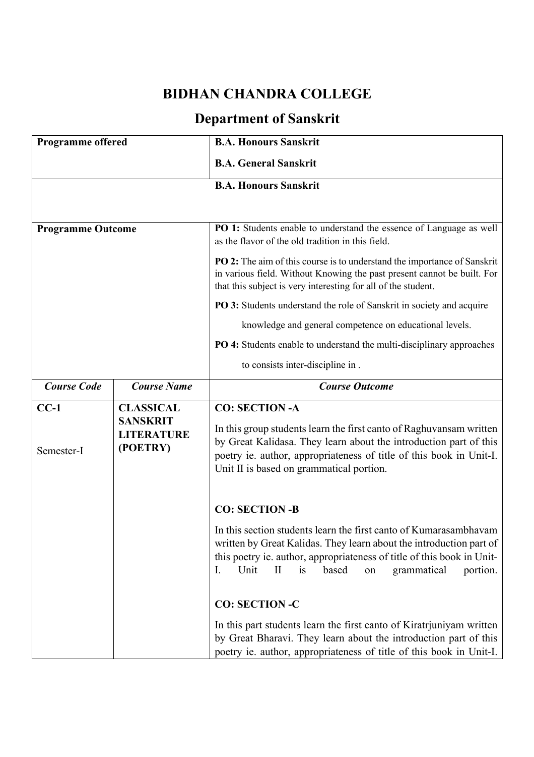# BIDHAN CHANDRA COLLEGE

## Department of Sanskrit

| Programme offered | | B.A. Honours Sanskrit<br>B.A. General Sanskrit |
|---|---|---|
| | | **B.A. Honours Sanskrit** |
| **Programme Outcome** | | **PO 1:** Students enable to understand the essence of Language as well as the flavor of the old tradition in this field.<br>**PO 2:** The aim of this course is to understand the importance of Sanskrit in various field. Without Knowing the past present cannot be built. For that this subject is very interesting for all of the student.<br>**PO 3:** Students understand the role of Sanskrit in society and acquire knowledge and general competence on educational levels.<br>**PO 4:** Students enable to understand the multi-disciplinary approaches to consists inter-discipline in . |
| ***Course Code*** | ***Course Name*** | ***Course Outcome*** |
| **CC-1**<br><br>Semester-I | **CLASSICAL SANSKRIT LITERATURE (POETRY)** | **CO: SECTION -A**<br>In this group students learn the first canto of Raghuvansam written by Great Kalidasa. They learn about the introduction part of this poetry ie. author, appropriateness of title of this book in Unit-I. Unit II is based on grammatical portion.<br><br>**CO: SECTION -B**<br>In this section students learn the first canto of Kumarasambhavam written by Great Kalidas. They learn about the introduction part of this poetry ie. author, appropriateness of title of this book in Unit-I. Unit II is based on grammatical portion.<br><br>**CO: SECTION -C**<br>In this part students learn the first canto of Kiratrjuniyam written by Great Bharavi. They learn about the introduction part of this poetry ie. author, appropriateness of title of this book in Unit-I. |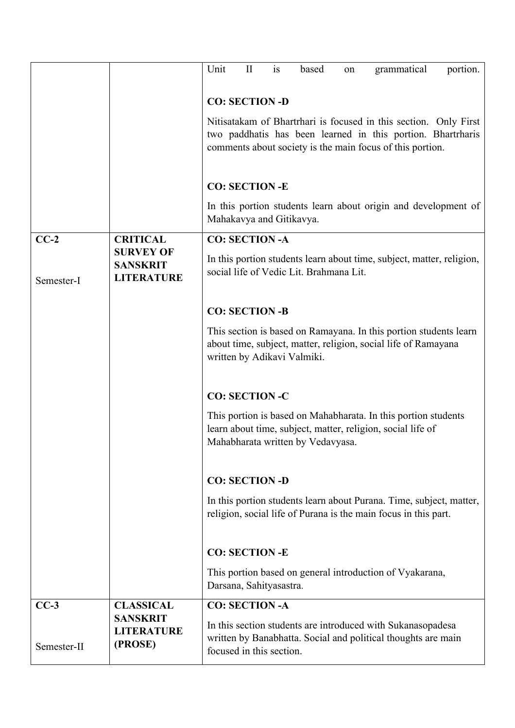| | | |
|---|---|---|
| | | Unit II is based on grammatical portion.<br><br>**CO: SECTION -D**<br><br>Nitisatakam of Bhartrhari is focused in this section. Only First two paddhatis has been learned in this portion. Bhartrharis comments about society is the main focus of this portion.<br><br>**CO: SECTION -E**<br><br>In this portion students learn about origin and development of Mahakavya and Gitikavya. |
| **CC-2**<br><br>Semester-I | **CRITICAL SURVEY OF SANSKRIT LITERATURE** | **CO: SECTION -A**<br><br>In this portion students learn about time, subject, matter, religion, social life of Vedic Lit. Brahmana Lit.<br><br>**CO: SECTION -B**<br><br>This section is based on Ramayana. In this portion students learn about time, subject, matter, religion, social life of Ramayana written by Adikavi Valmiki.<br><br>**CO: SECTION -C**<br><br>This portion is based on Mahabharata. In this portion students learn about time, subject, matter, religion, social life of Mahabharata written by Vedavyasa.<br><br>**CO: SECTION -D**<br><br>In this portion students learn about Purana. Time, subject, matter, religion, social life of Purana is the main focus in this part.<br><br>**CO: SECTION -E**<br><br>This portion based on general introduction of Vyakarana, Darsana, Sahityasastra. |
| **CC-3**<br><br>Semester-II | **CLASSICAL SANSKRIT LITERATURE (PROSE)** | **CO: SECTION -A**<br><br>In this section students are introduced with Sukanasopadesa written by Banabhatta. Social and political thoughts are main focused in this section. |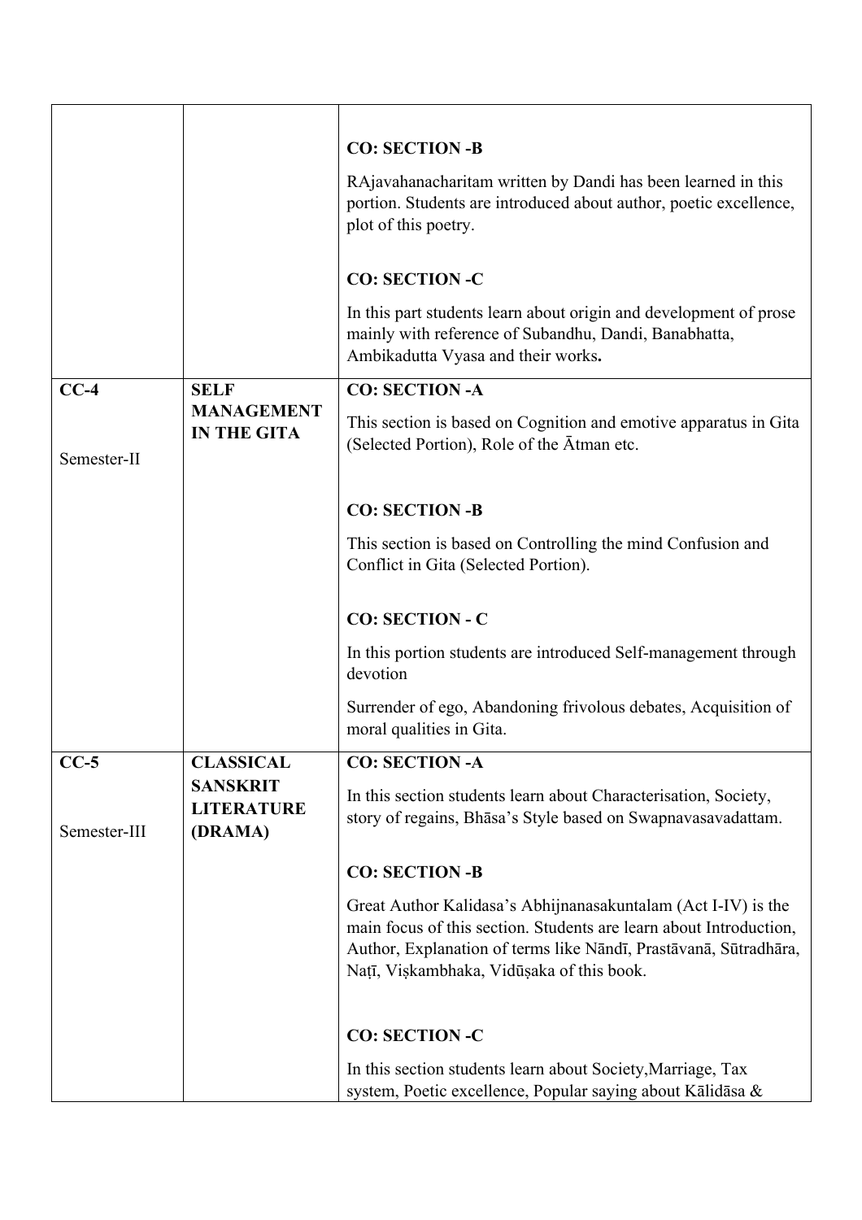| | | |
|---|---|---|
| | | **CO: SECTION -B**<br><br>RAjavahanacharitam written by Dandi has been learned in this portion. Students are introduced about author, poetic excellence, plot of this poetry.<br><br>**CO: SECTION -C**<br><br>In this part students learn about origin and development of prose mainly with reference of Subandhu, Dandi, Banabhatta, Ambikadutta Vyasa and their works**.** |
| **CC-4**<br><br>Semester-II | **SELF MANAGEMENT IN THE GITA** | **CO: SECTION -A**<br><br>This section is based on Cognition and emotive apparatus in Gita (Selected Portion), Role of the Ātman etc.<br><br>**CO: SECTION -B**<br><br>This section is based on Controlling the mind Confusion and Conflict in Gita (Selected Portion).<br><br>**CO: SECTION - C**<br><br>In this portion students are introduced Self-management through devotion<br><br>Surrender of ego, Abandoning frivolous debates, Acquisition of moral qualities in Gita. |
| **CC-5**<br><br>Semester-III | **CLASSICAL SANSKRIT LITERATURE (DRAMA)** | **CO: SECTION -A**<br><br>In this section students learn about Characterisation, Society, story of regains, Bhāsa's Style based on Swapnavasavadattam.<br><br>**CO: SECTION -B**<br><br>Great Author Kalidasa's Abhijnanasakuntalam (Act I-IV) is the main focus of this section. Students are learn about Introduction, Author, Explanation of terms like Nāndī, Prastāvanā, Sūtradhāra, Naṭī, Viṣkambhaka, Vidūṣaka of this book.<br><br>**CO: SECTION -C**<br><br>In this section students learn about Society,Marriage, Tax system, Poetic excellence, Popular saying about Kālidāsa & |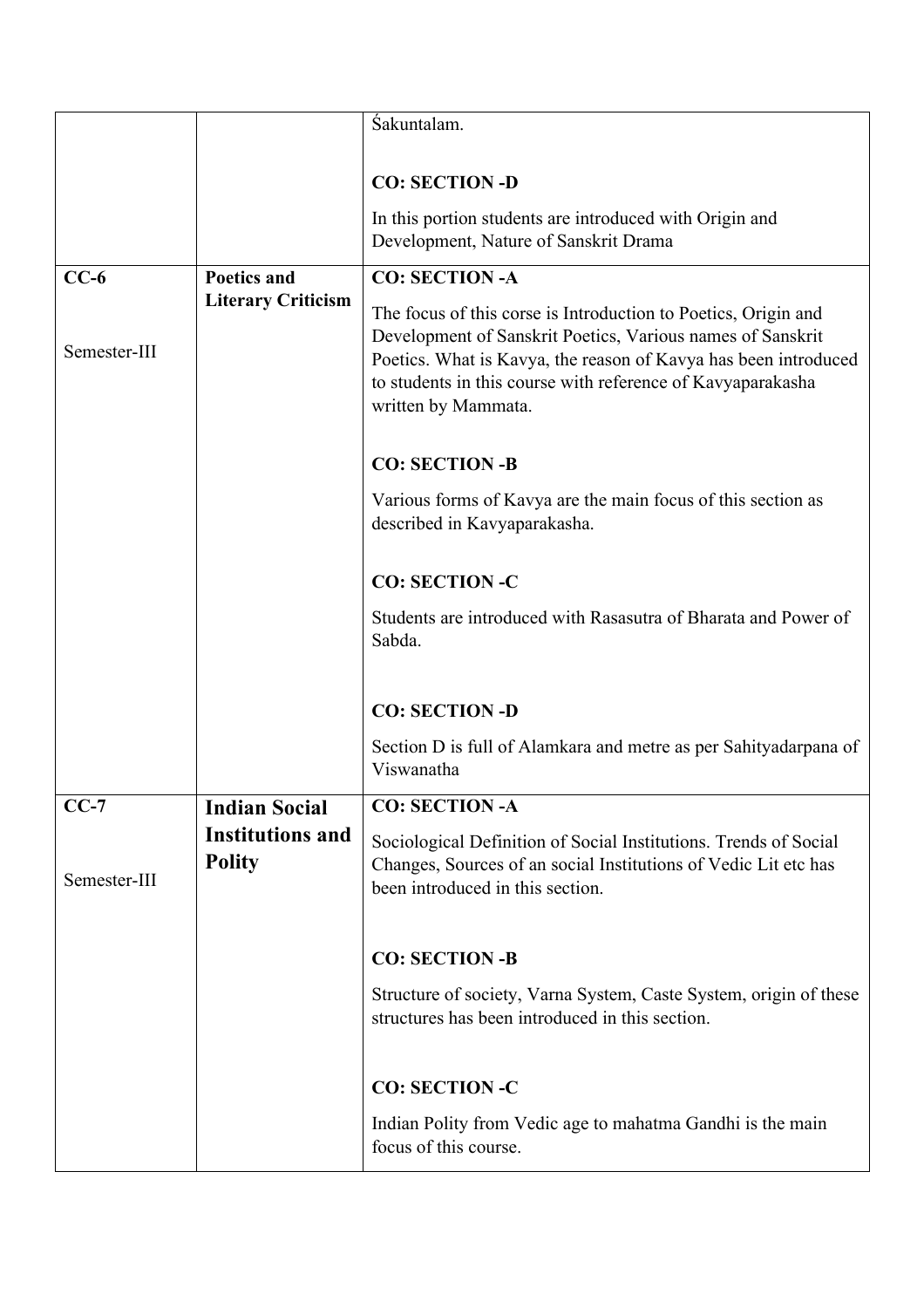|  |  | Śakuntalam.<br><br>**CO: SECTION -D**<br><br>In this portion students are introduced with Origin and Development, Nature of Sanskrit Drama |
|---|---|---|
| **CC-6**<br><br>Semester-III | **Poetics and Literary Criticism** | **CO: SECTION -A**<br><br>The focus of this corse is Introduction to Poetics, Origin and Development of Sanskrit Poetics, Various names of Sanskrit Poetics. What is Kavya, the reason of Kavya has been introduced to students in this course with reference of Kavyaparakasha written by Mammata.<br><br>**CO: SECTION -B**<br><br>Various forms of Kavya are the main focus of this section as described in Kavyaparakasha.<br><br>**CO: SECTION -C**<br><br>Students are introduced with Rasasutra of Bharata and Power of Sabda.<br><br>**CO: SECTION -D**<br><br>Section D is full of Alamkara and metre as per Sahityadarpana of Viswanatha |
| **CC-7**<br><br>Semester-III | **Indian Social Institutions and Polity** | **CO: SECTION -A**<br><br>Sociological Definition of Social Institutions. Trends of Social Changes, Sources of an social Institutions of Vedic Lit etc has been introduced in this section.<br><br>**CO: SECTION -B**<br><br>Structure of society, Varna System, Caste System, origin of these structures has been introduced in this section.<br><br>**CO: SECTION -C**<br><br>Indian Polity from Vedic age to mahatma Gandhi is the main focus of this course. |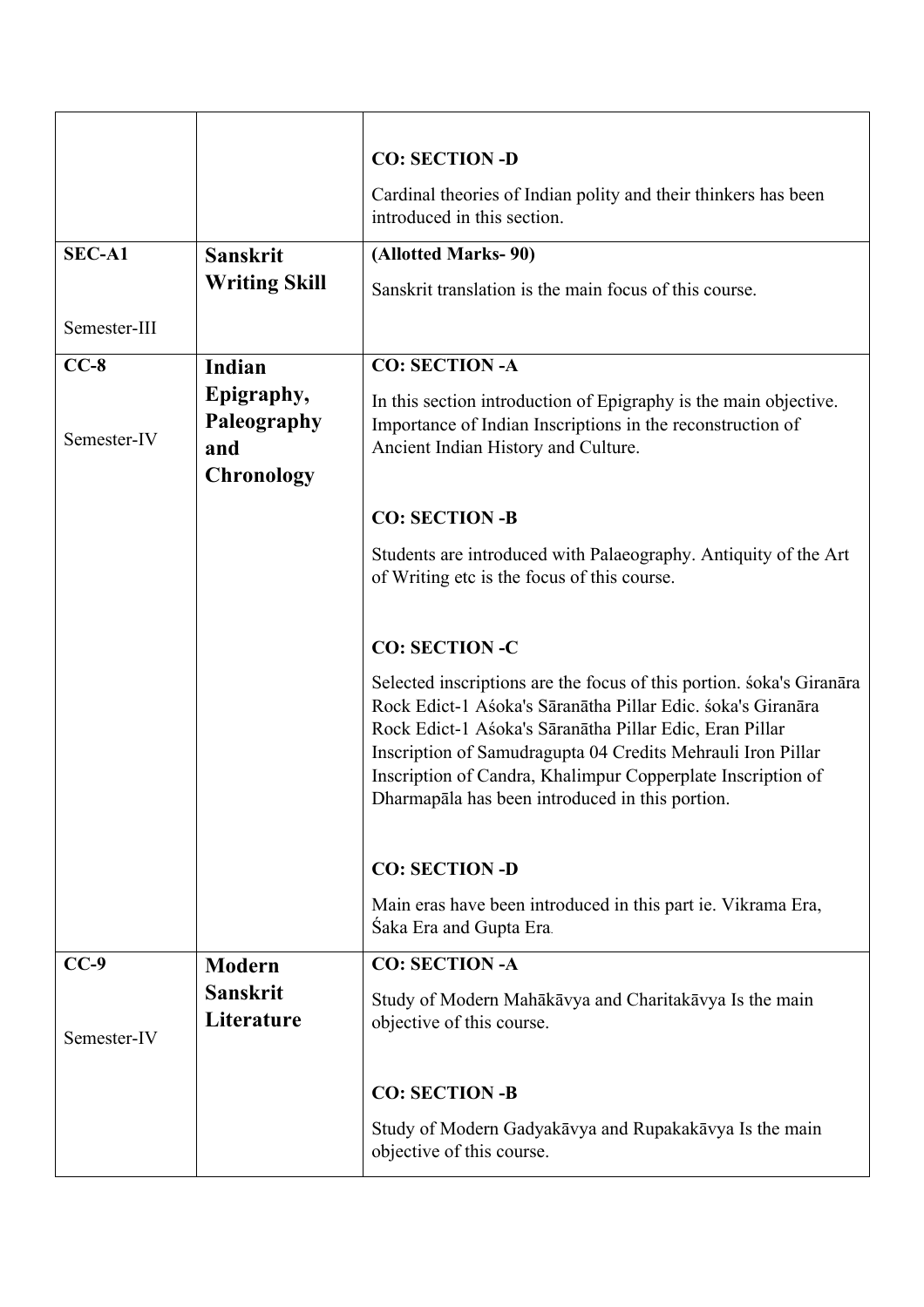|  |  |  |
|---|---|---|
|  |  | **CO: SECTION -D**<br><br>Cardinal theories of Indian polity and their thinkers has been introduced in this section. |
| **SEC-A1**<br><br>Semester-III | **Sanskrit Writing Skill** | **(Allotted Marks- 90)**<br><br>Sanskrit translation is the main focus of this course. |
| **CC-8**<br><br>Semester-IV | **Indian Epigraphy, Paleography and Chronology** | **CO: SECTION -A**<br><br>In this section introduction of Epigraphy is the main objective. Importance of Indian Inscriptions in the reconstruction of Ancient Indian History and Culture.<br><br>**CO: SECTION -B**<br><br>Students are introduced with Palaeography. Antiquity of the Art of Writing etc is the focus of this course.<br><br>**CO: SECTION -C**<br><br>Selected inscriptions are the focus of this portion. śoka's Giranāra Rock Edict-1 Aśoka's Sāranātha Pillar Edic. śoka's Giranāra Rock Edict-1 Aśoka's Sāranātha Pillar Edic, Eran Pillar Inscription of Samudragupta 04 Credits Mehrauli Iron Pillar Inscription of Candra, Khalimpur Copperplate Inscription of Dharmapāla has been introduced in this portion.<br><br>**CO: SECTION -D**<br><br>Main eras have been introduced in this part ie. Vikrama Era, Śaka Era and Gupta Era. |
| **CC-9**<br><br>Semester-IV | **Modern Sanskrit Literature** | **CO: SECTION -A**<br><br>Study of Modern Mahākāvya and Charitakāvya Is the main objective of this course.<br><br>**CO: SECTION -B**<br><br>Study of Modern Gadyakāvya and Rupakakāvya Is the main objective of this course. |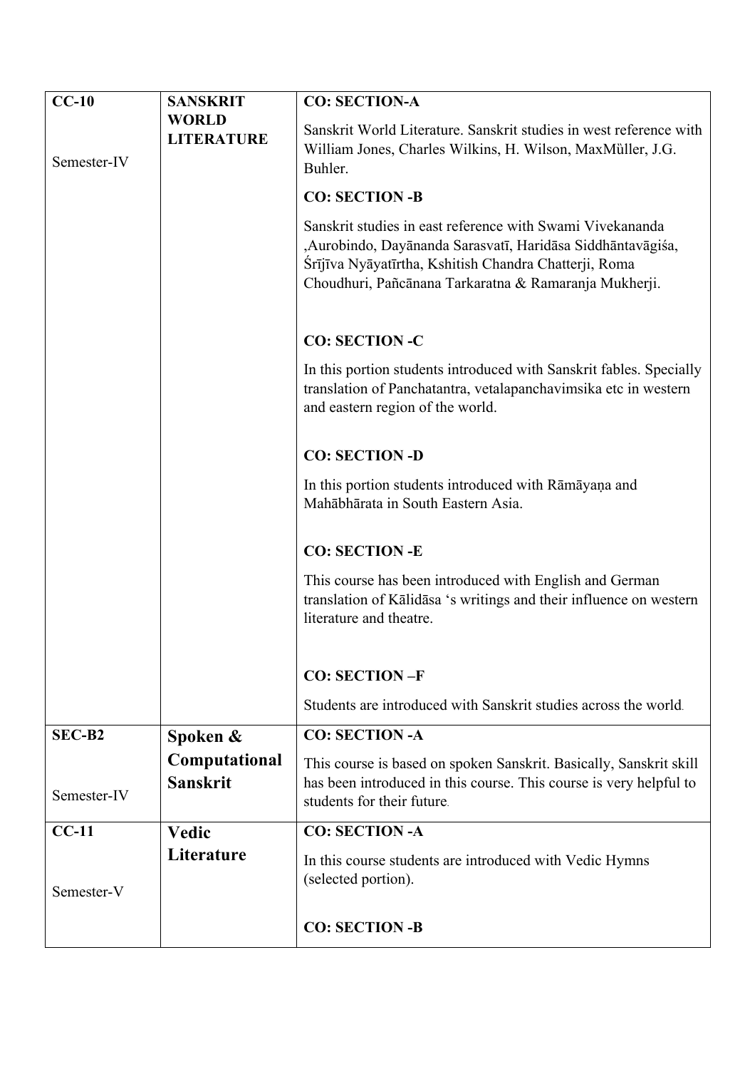| CC-10<br><br>Semester-IV | **SANSKRIT WORLD LITERATURE** | **CO: SECTION-A**<br>Sanskrit World Literature. Sanskrit studies in west reference with William Jones, Charles Wilkins, H. Wilson, MaxMùller, J.G. Buhler.<br>**CO: SECTION -B**<br>Sanskrit studies in east reference with Swami Vivekananda ,Aurobindo, Dayānanda Sarasvatī, Haridāsa Siddhāntavāgiśa, Śrījīva Nyāyatīrtha, Kshitish Chandra Chatterji, Roma Choudhuri, Pañcānana Tarkaratna & Ramaranja Mukherji.<br>**CO: SECTION -C**<br>In this portion students introduced with Sanskrit fables. Specially translation of Panchatantra, vetalapanchavimsika etc in western and eastern region of the world.<br>**CO: SECTION -D**<br>In this portion students introduced with Rāmāyaṇa and Mahābhārata in South Eastern Asia.<br>**CO: SECTION -E**<br>This course has been introduced with English and German translation of Kālidāsa 's writings and their influence on western literature and theatre.<br>**CO: SECTION –F**<br>Students are introduced with Sanskrit studies across the world. |
|---|---|---|
| SEC-B2<br><br>Semester-IV | **Spoken & Computational Sanskrit** | **CO: SECTION -A**<br>This course is based on spoken Sanskrit. Basically, Sanskrit skill has been introduced in this course. This course is very helpful to students for their future. |
| CC-11<br><br>Semester-V | **Vedic Literature** | **CO: SECTION -A**<br>In this course students are introduced with Vedic Hymns (selected portion).<br>**CO: SECTION -B** |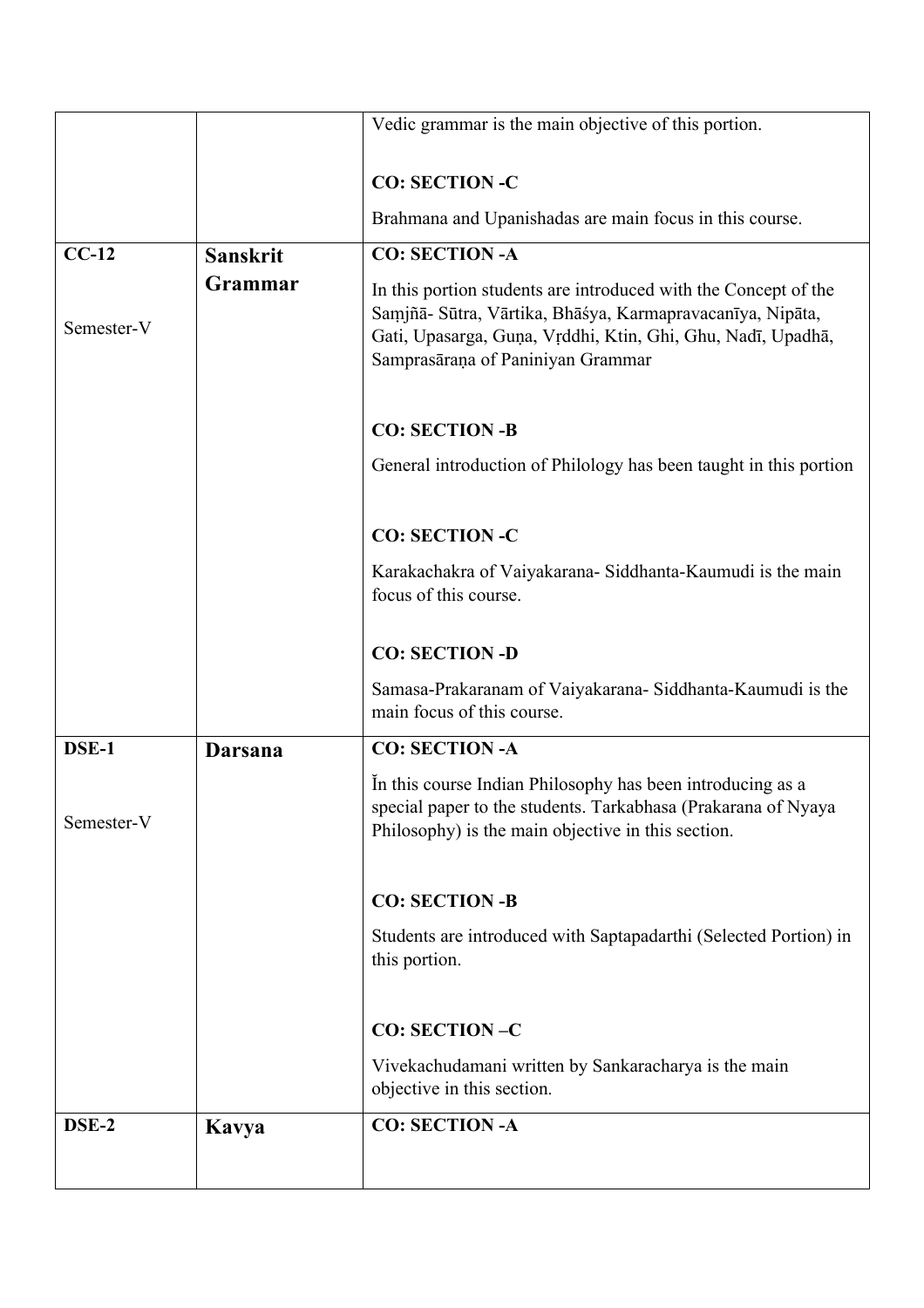| | | |
|---|---|---|
| | | Vedic grammar is the main objective of this portion.<br><br>**CO: SECTION -C**<br><br>Brahmana and Upanishadas are main focus in this course. |
| **CC-12**<br><br>Semester-V | **Sanskrit Grammar** | **CO: SECTION -A**<br><br>In this portion students are introduced with the Concept of the Saṃjñā- Sūtra, Vārtika, Bhāśya, Karmapravacanīya, Nipāta, Gati, Upasarga, Guṇa, Vṛddhi, Ktin, Ghi, Ghu, Nadī, Upadhā, Samprasāraṇa of Paniniyan Grammar<br><br>**CO: SECTION -B**<br><br>General introduction of Philology has been taught in this portion<br><br>**CO: SECTION -C**<br><br>Karakachakra of Vaiyakarana- Siddhanta-Kaumudi is the main focus of this course.<br><br>**CO: SECTION -D**<br><br>Samasa-Prakaranam of Vaiyakarana- Siddhanta-Kaumudi is the main focus of this course. |
| **DSE-1**<br><br>Semester-V | **Darsana** | **CO: SECTION -A**<br><br>Ĭn this course Indian Philosophy has been introducing as a special paper to the students. Tarkabhasa (Prakarana of Nyaya Philosophy) is the main objective in this section.<br><br>**CO: SECTION -B**<br><br>Students are introduced with Saptapadarthi (Selected Portion) in this portion.<br><br>**CO: SECTION –C**<br><br>Vivekachudamani written by Sankaracharya is the main objective in this section. |
| **DSE-2** | **Kavya** | **CO: SECTION -A** |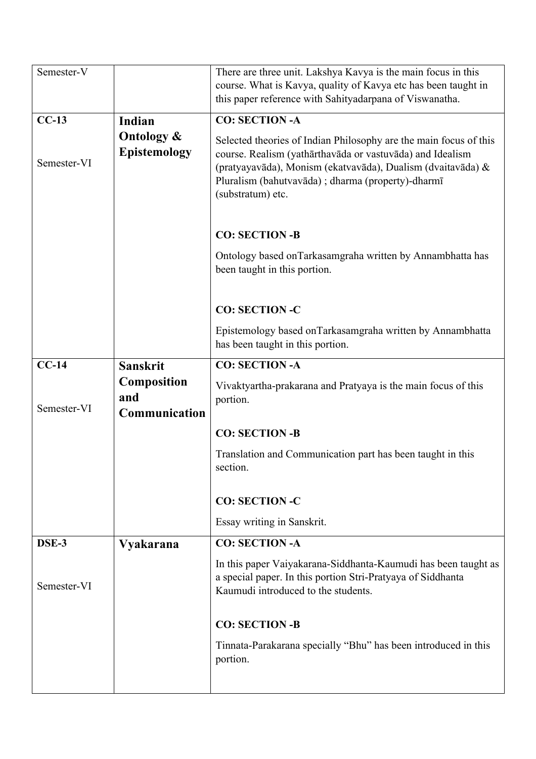| Semester-V | | There are three unit. Lakshya Kavya is the main focus in this course. What is Kavya, quality of Kavya etc has been taught in this paper reference with Sahityadarpana of Viswanatha. |
|---|---|---|
| **CC-13**<br><br>Semester-VI | **Indian Ontology & Epistemology** | **CO: SECTION -A**<br><br>Selected theories of Indian Philosophy are the main focus of this course. Realism (yathārthavāda or vastuvāda) and Idealism (pratyayavāda), Monism (ekatvavāda), Dualism (dvaitavāda) & Pluralism (bahutvavāda) ; dharma (property)-dharmī (substratum) etc.<br><br>**CO: SECTION -B**<br><br>Ontology based onTarkasamgraha written by Annambhatta has been taught in this portion.<br><br>**CO: SECTION -C**<br><br>Epistemology based onTarkasamgraha written by Annambhatta has been taught in this portion. |
| **CC-14**<br><br>Semester-VI | **Sanskrit Composition and Communication** | **CO: SECTION -A**<br><br>Vivaktyartha-prakarana and Pratyaya is the main focus of this portion.<br><br>**CO: SECTION -B**<br><br>Translation and Communication part has been taught in this section.<br><br>**CO: SECTION -C**<br><br>Essay writing in Sanskrit. |
| **DSE-3**<br><br>Semester-VI | **Vyakarana** | **CO: SECTION -A**<br><br>In this paper Vaiyakarana-Siddhanta-Kaumudi has been taught as a special paper. In this portion Stri-Pratyaya of Siddhanta Kaumudi introduced to the students.<br><br>**CO: SECTION -B**<br><br>Tinnata-Parakarana specially "Bhu" has been introduced in this portion. |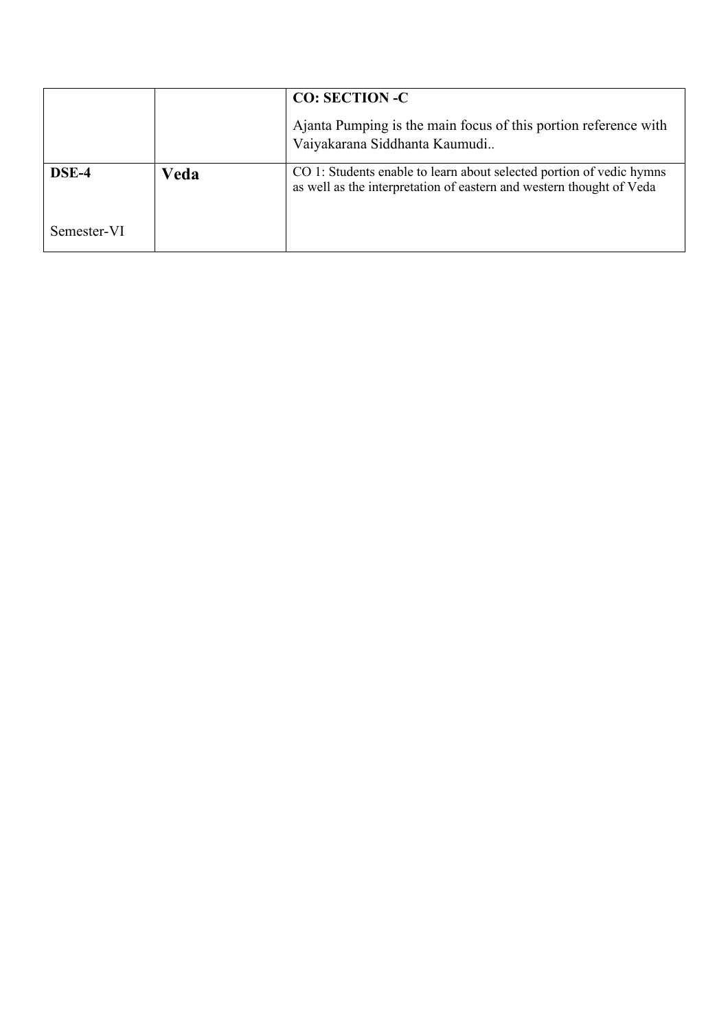| | | |
|---|---|---|
| | | **CO: SECTION -C**<br><br>Ajanta Pumping is the main focus of this portion reference with Vaiyakarana Siddhanta Kaumudi.. |
| **DSE-4**<br><br>Semester-VI | **Veda** | CO 1: Students enable to learn about selected portion of vedic hymns as well as the interpretation of eastern and western thought of Veda |